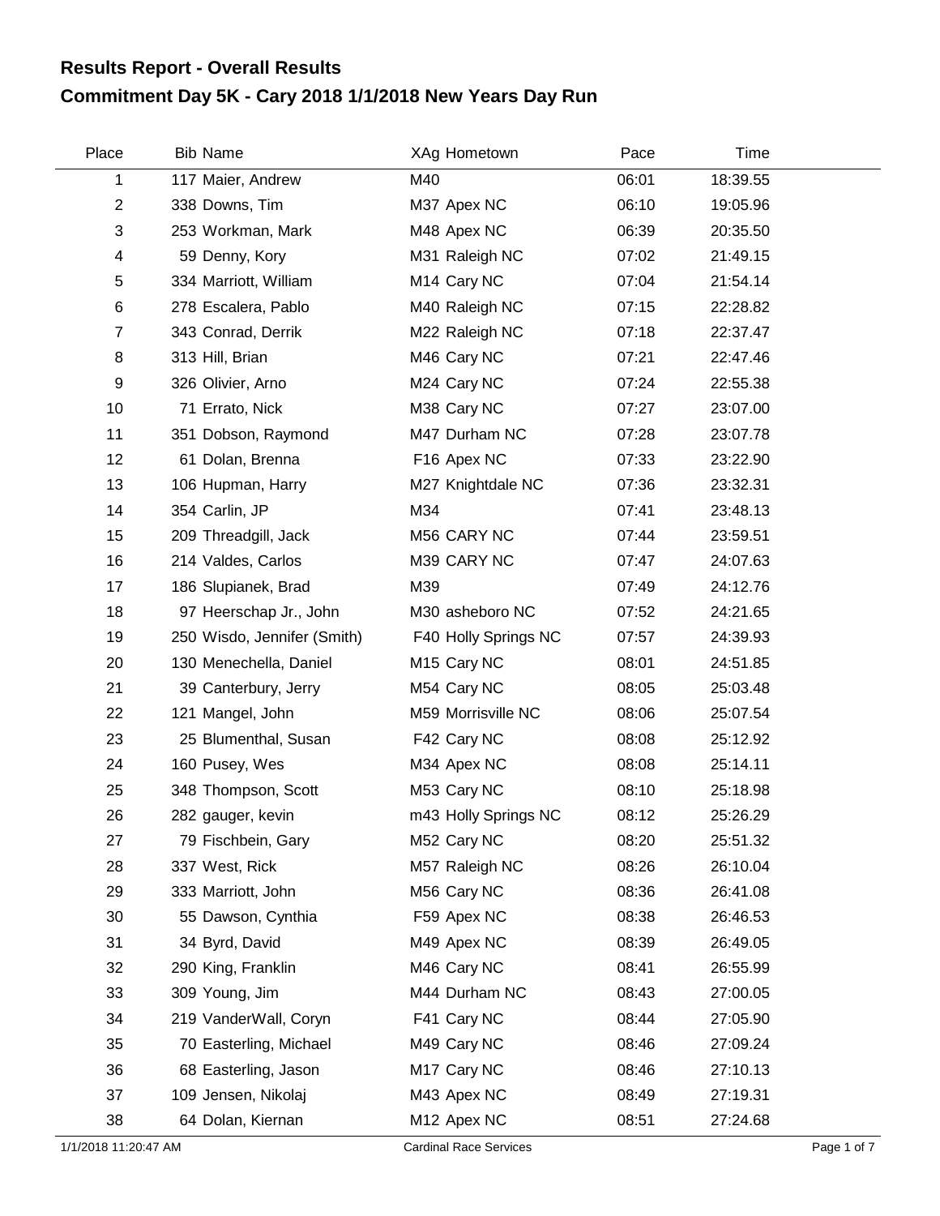## Results Report - Overall Results

# Commitment Day 5K - Cary 2018 1/1/2018 New Years Day Run

| Place | Bib | Name | XAg | Hometown | Pace | Time |
|---|---|---|---|---|---|---|
| 1 | 117 | Maier, Andrew | M40 | | 06:01 | 18:39.55 |
| 2 | 338 | Downs, Tim | M37 | Apex NC | 06:10 | 19:05.96 |
| 3 | 253 | Workman, Mark | M48 | Apex NC | 06:39 | 20:35.50 |
| 4 | 59 | Denny, Kory | M31 | Raleigh NC | 07:02 | 21:49.15 |
| 5 | 334 | Marriott, William | M14 | Cary NC | 07:04 | 21:54.14 |
| 6 | 278 | Escalera, Pablo | M40 | Raleigh NC | 07:15 | 22:28.82 |
| 7 | 343 | Conrad, Derrik | M22 | Raleigh NC | 07:18 | 22:37.47 |
| 8 | 313 | Hill, Brian | M46 | Cary NC | 07:21 | 22:47.46 |
| 9 | 326 | Olivier, Arno | M24 | Cary NC | 07:24 | 22:55.38 |
| 10 | 71 | Errato, Nick | M38 | Cary NC | 07:27 | 23:07.00 |
| 11 | 351 | Dobson, Raymond | M47 | Durham NC | 07:28 | 23:07.78 |
| 12 | 61 | Dolan, Brenna | F16 | Apex NC | 07:33 | 23:22.90 |
| 13 | 106 | Hupman, Harry | M27 | Knightdale NC | 07:36 | 23:32.31 |
| 14 | 354 | Carlin, JP | M34 | | 07:41 | 23:48.13 |
| 15 | 209 | Threadgill, Jack | M56 | CARY NC | 07:44 | 23:59.51 |
| 16 | 214 | Valdes, Carlos | M39 | CARY NC | 07:47 | 24:07.63 |
| 17 | 186 | Slupianek, Brad | M39 | | 07:49 | 24:12.76 |
| 18 | 97 | Heerschap Jr., John | M30 | asheboro NC | 07:52 | 24:21.65 |
| 19 | 250 | Wisdo, Jennifer (Smith) | F40 | Holly Springs NC | 07:57 | 24:39.93 |
| 20 | 130 | Menechella, Daniel | M15 | Cary NC | 08:01 | 24:51.85 |
| 21 | 39 | Canterbury, Jerry | M54 | Cary NC | 08:05 | 25:03.48 |
| 22 | 121 | Mangel, John | M59 | Morrisville NC | 08:06 | 25:07.54 |
| 23 | 25 | Blumenthal, Susan | F42 | Cary NC | 08:08 | 25:12.92 |
| 24 | 160 | Pusey, Wes | M34 | Apex NC | 08:08 | 25:14.11 |
| 25 | 348 | Thompson, Scott | M53 | Cary NC | 08:10 | 25:18.98 |
| 26 | 282 | gauger, kevin | m43 | Holly Springs NC | 08:12 | 25:26.29 |
| 27 | 79 | Fischbein, Gary | M52 | Cary NC | 08:20 | 25:51.32 |
| 28 | 337 | West, Rick | M57 | Raleigh NC | 08:26 | 26:10.04 |
| 29 | 333 | Marriott, John | M56 | Cary NC | 08:36 | 26:41.08 |
| 30 | 55 | Dawson, Cynthia | F59 | Apex NC | 08:38 | 26:46.53 |
| 31 | 34 | Byrd, David | M49 | Apex NC | 08:39 | 26:49.05 |
| 32 | 290 | King, Franklin | M46 | Cary NC | 08:41 | 26:55.99 |
| 33 | 309 | Young, Jim | M44 | Durham NC | 08:43 | 27:00.05 |
| 34 | 219 | VanderWall, Coryn | F41 | Cary NC | 08:44 | 27:05.90 |
| 35 | 70 | Easterling, Michael | M49 | Cary NC | 08:46 | 27:09.24 |
| 36 | 68 | Easterling, Jason | M17 | Cary NC | 08:46 | 27:10.13 |
| 37 | 109 | Jensen, Nikolaj | M43 | Apex NC | 08:49 | 27:19.31 |
| 38 | 64 | Dolan, Kiernan | M12 | Apex NC | 08:51 | 27:24.68 |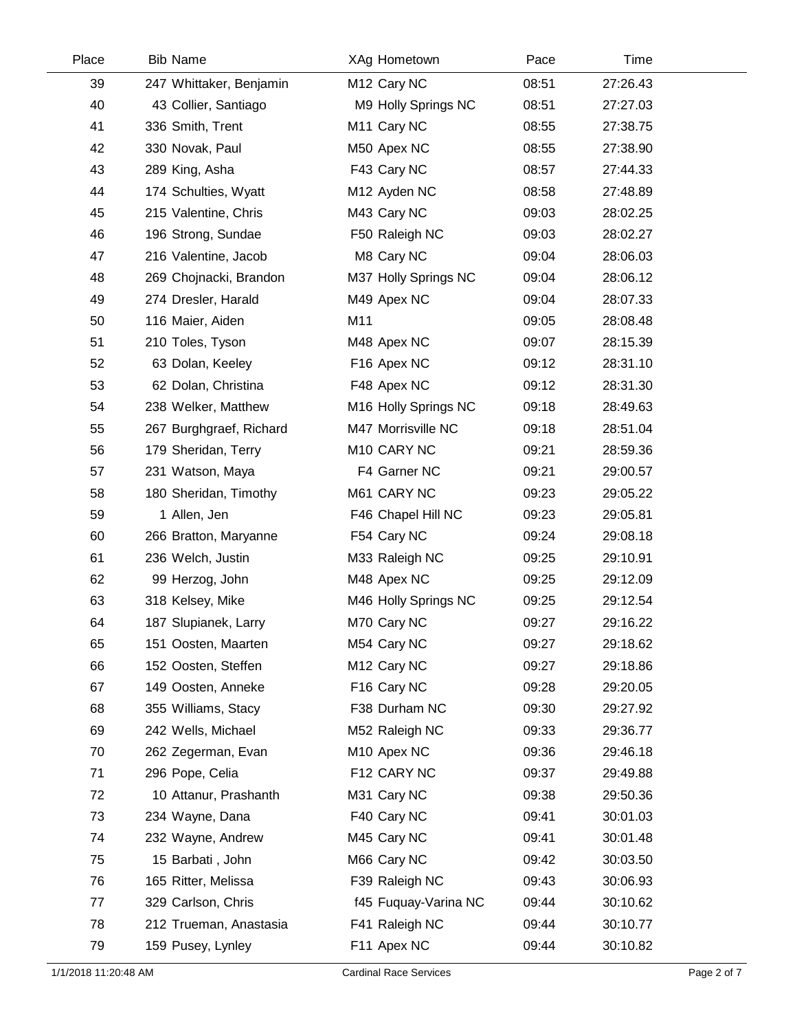| Place | Bib | Name | XAg | Hometown | Pace | Time |
|---|---|---|---|---|---|---|
| 39 | 247 | Whittaker, Benjamin | M12 | Cary NC | 08:51 | 27:26.43 |
| 40 | 43 | Collier, Santiago | M9 | Holly Springs NC | 08:51 | 27:27.03 |
| 41 | 336 | Smith, Trent | M11 | Cary NC | 08:55 | 27:38.75 |
| 42 | 330 | Novak, Paul | M50 | Apex NC | 08:55 | 27:38.90 |
| 43 | 289 | King, Asha | F43 | Cary NC | 08:57 | 27:44.33 |
| 44 | 174 | Schulties, Wyatt | M12 | Ayden NC | 08:58 | 27:48.89 |
| 45 | 215 | Valentine, Chris | M43 | Cary NC | 09:03 | 28:02.25 |
| 46 | 196 | Strong, Sundae | F50 | Raleigh NC | 09:03 | 28:02.27 |
| 47 | 216 | Valentine, Jacob | M8 | Cary NC | 09:04 | 28:06.03 |
| 48 | 269 | Chojnacki, Brandon | M37 | Holly Springs NC | 09:04 | 28:06.12 |
| 49 | 274 | Dresler, Harald | M49 | Apex NC | 09:04 | 28:07.33 |
| 50 | 116 | Maier, Aiden | M11 | | 09:05 | 28:08.48 |
| 51 | 210 | Toles, Tyson | M48 | Apex NC | 09:07 | 28:15.39 |
| 52 | 63 | Dolan, Keeley | F16 | Apex NC | 09:12 | 28:31.10 |
| 53 | 62 | Dolan, Christina | F48 | Apex NC | 09:12 | 28:31.30 |
| 54 | 238 | Welker, Matthew | M16 | Holly Springs NC | 09:18 | 28:49.63 |
| 55 | 267 | Burghgraef, Richard | M47 | Morrisville NC | 09:18 | 28:51.04 |
| 56 | 179 | Sheridan, Terry | M10 | CARY NC | 09:21 | 28:59.36 |
| 57 | 231 | Watson, Maya | F4 | Garner NC | 09:21 | 29:00.57 |
| 58 | 180 | Sheridan, Timothy | M61 | CARY NC | 09:23 | 29:05.22 |
| 59 | 1 | Allen, Jen | F46 | Chapel Hill NC | 09:23 | 29:05.81 |
| 60 | 266 | Bratton, Maryanne | F54 | Cary NC | 09:24 | 29:08.18 |
| 61 | 236 | Welch, Justin | M33 | Raleigh NC | 09:25 | 29:10.91 |
| 62 | 99 | Herzog, John | M48 | Apex NC | 09:25 | 29:12.09 |
| 63 | 318 | Kelsey, Mike | M46 | Holly Springs NC | 09:25 | 29:12.54 |
| 64 | 187 | Slupianek, Larry | M70 | Cary NC | 09:27 | 29:16.22 |
| 65 | 151 | Oosten, Maarten | M54 | Cary NC | 09:27 | 29:18.62 |
| 66 | 152 | Oosten, Steffen | M12 | Cary NC | 09:27 | 29:18.86 |
| 67 | 149 | Oosten, Anneke | F16 | Cary NC | 09:28 | 29:20.05 |
| 68 | 355 | Williams, Stacy | F38 | Durham NC | 09:30 | 29:27.92 |
| 69 | 242 | Wells, Michael | M52 | Raleigh NC | 09:33 | 29:36.77 |
| 70 | 262 | Zegerman, Evan | M10 | Apex NC | 09:36 | 29:46.18 |
| 71 | 296 | Pope, Celia | F12 | CARY NC | 09:37 | 29:49.88 |
| 72 | 10 | Attanur, Prashanth | M31 | Cary NC | 09:38 | 29:50.36 |
| 73 | 234 | Wayne, Dana | F40 | Cary NC | 09:41 | 30:01.03 |
| 74 | 232 | Wayne, Andrew | M45 | Cary NC | 09:41 | 30:01.48 |
| 75 | 15 | Barbati , John | M66 | Cary NC | 09:42 | 30:03.50 |
| 76 | 165 | Ritter, Melissa | F39 | Raleigh NC | 09:43 | 30:06.93 |
| 77 | 329 | Carlson, Chris | f45 | Fuquay-Varina NC | 09:44 | 30:10.62 |
| 78 | 212 | Trueman, Anastasia | F41 | Raleigh NC | 09:44 | 30:10.77 |
| 79 | 159 | Pusey, Lynley | F11 | Apex NC | 09:44 | 30:10.82 |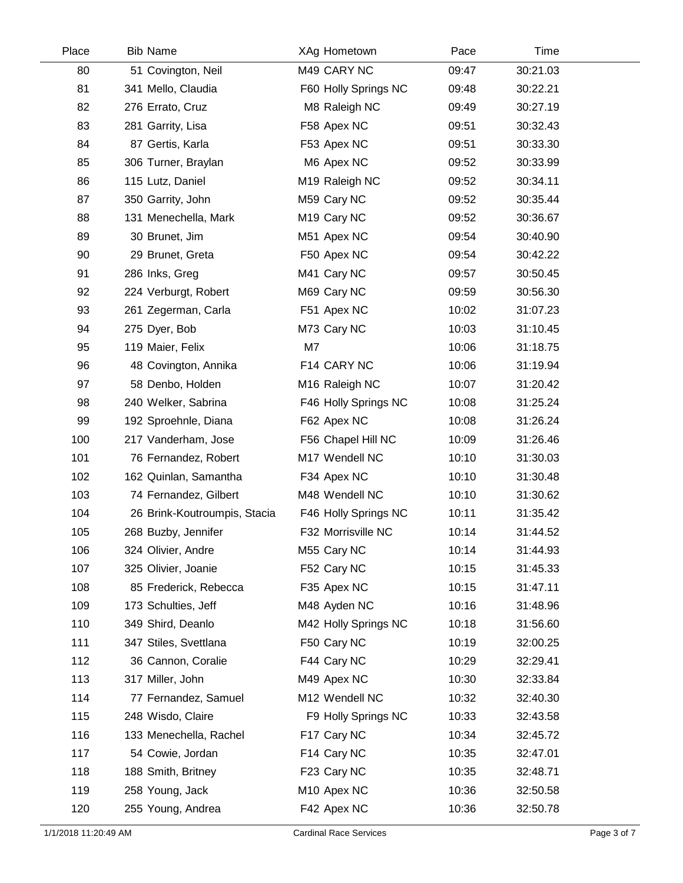| Place | Bib | Name | XAg | Hometown | Pace | Time |
|---|---|---|---|---|---|---|
| 80 | 51 | Covington, Neil | M49 | CARY NC | 09:47 | 30:21.03 |
| 81 | 341 | Mello, Claudia | F60 | Holly Springs NC | 09:48 | 30:22.21 |
| 82 | 276 | Errato, Cruz | M8 | Raleigh NC | 09:49 | 30:27.19 |
| 83 | 281 | Garrity, Lisa | F58 | Apex NC | 09:51 | 30:32.43 |
| 84 | 87 | Gertis, Karla | F53 | Apex NC | 09:51 | 30:33.30 |
| 85 | 306 | Turner, Braylan | M6 | Apex NC | 09:52 | 30:33.99 |
| 86 | 115 | Lutz, Daniel | M19 | Raleigh NC | 09:52 | 30:34.11 |
| 87 | 350 | Garrity, John | M59 | Cary NC | 09:52 | 30:35.44 |
| 88 | 131 | Menechella, Mark | M19 | Cary NC | 09:52 | 30:36.67 |
| 89 | 30 | Brunet, Jim | M51 | Apex NC | 09:54 | 30:40.90 |
| 90 | 29 | Brunet, Greta | F50 | Apex NC | 09:54 | 30:42.22 |
| 91 | 286 | Inks, Greg | M41 | Cary NC | 09:57 | 30:50.45 |
| 92 | 224 | Verburgt, Robert | M69 | Cary NC | 09:59 | 30:56.30 |
| 93 | 261 | Zegerman, Carla | F51 | Apex NC | 10:02 | 31:07.23 |
| 94 | 275 | Dyer, Bob | M73 | Cary NC | 10:03 | 31:10.45 |
| 95 | 119 | Maier, Felix | M7 | | 10:06 | 31:18.75 |
| 96 | 48 | Covington, Annika | F14 | CARY NC | 10:06 | 31:19.94 |
| 97 | 58 | Denbo, Holden | M16 | Raleigh NC | 10:07 | 31:20.42 |
| 98 | 240 | Welker, Sabrina | F46 | Holly Springs NC | 10:08 | 31:25.24 |
| 99 | 192 | Sproehnle, Diana | F62 | Apex NC | 10:08 | 31:26.24 |
| 100 | 217 | Vanderham, Jose | F56 | Chapel Hill NC | 10:09 | 31:26.46 |
| 101 | 76 | Fernandez, Robert | M17 | Wendell NC | 10:10 | 31:30.03 |
| 102 | 162 | Quinlan, Samantha | F34 | Apex NC | 10:10 | 31:30.48 |
| 103 | 74 | Fernandez, Gilbert | M48 | Wendell NC | 10:10 | 31:30.62 |
| 104 | 26 | Brink-Koutroumpis, Stacia | F46 | Holly Springs NC | 10:11 | 31:35.42 |
| 105 | 268 | Buzby, Jennifer | F32 | Morrisville NC | 10:14 | 31:44.52 |
| 106 | 324 | Olivier, Andre | M55 | Cary NC | 10:14 | 31:44.93 |
| 107 | 325 | Olivier, Joanie | F52 | Cary NC | 10:15 | 31:45.33 |
| 108 | 85 | Frederick, Rebecca | F35 | Apex NC | 10:15 | 31:47.11 |
| 109 | 173 | Schulties, Jeff | M48 | Ayden NC | 10:16 | 31:48.96 |
| 110 | 349 | Shird, Deanlo | M42 | Holly Springs NC | 10:18 | 31:56.60 |
| 111 | 347 | Stiles, Svettlana | F50 | Cary NC | 10:19 | 32:00.25 |
| 112 | 36 | Cannon, Coralie | F44 | Cary NC | 10:29 | 32:29.41 |
| 113 | 317 | Miller, John | M49 | Apex NC | 10:30 | 32:33.84 |
| 114 | 77 | Fernandez, Samuel | M12 | Wendell NC | 10:32 | 32:40.30 |
| 115 | 248 | Wisdo, Claire | F9 | Holly Springs NC | 10:33 | 32:43.58 |
| 116 | 133 | Menechella, Rachel | F17 | Cary NC | 10:34 | 32:45.72 |
| 117 | 54 | Cowie, Jordan | F14 | Cary NC | 10:35 | 32:47.01 |
| 118 | 188 | Smith, Britney | F23 | Cary NC | 10:35 | 32:48.71 |
| 119 | 258 | Young, Jack | M10 | Apex NC | 10:36 | 32:50.58 |
| 120 | 255 | Young, Andrea | F42 | Apex NC | 10:36 | 32:50.78 |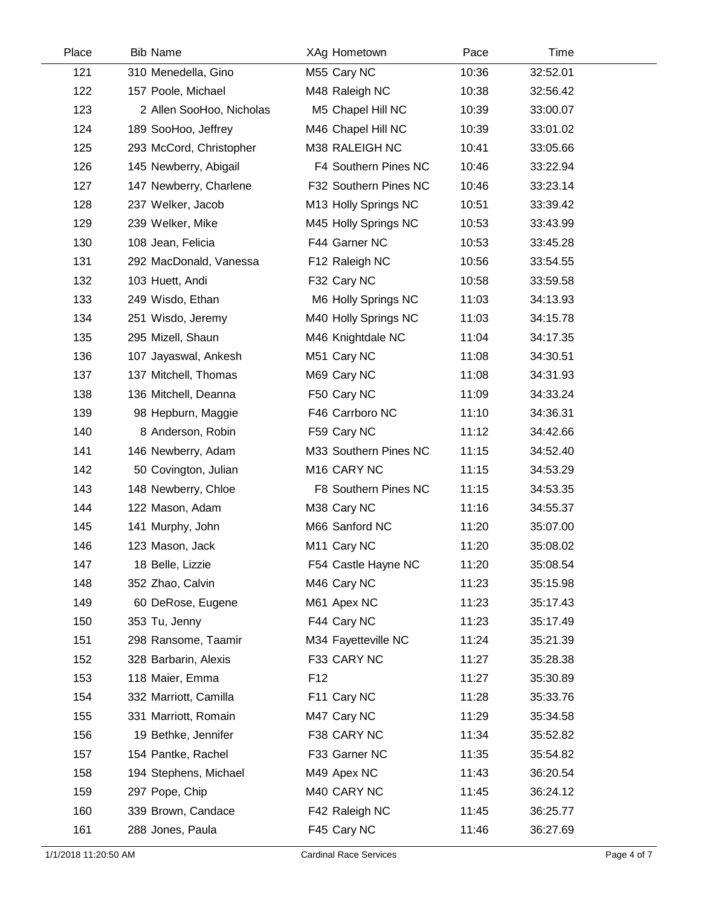| Place | Bib | Name | XAg | Hometown | Pace | Time |
|---|---|---|---|---|---|---|
| 121 | 310 | Menedella, Gino | M55 | Cary NC | 10:36 | 32:52.01 |
| 122 | 157 | Poole, Michael | M48 | Raleigh NC | 10:38 | 32:56.42 |
| 123 | 2 | Allen SooHoo, Nicholas | M5 | Chapel Hill NC | 10:39 | 33:00.07 |
| 124 | 189 | SooHoo, Jeffrey | M46 | Chapel Hill NC | 10:39 | 33:01.02 |
| 125 | 293 | McCord, Christopher | M38 | RALEIGH NC | 10:41 | 33:05.66 |
| 126 | 145 | Newberry, Abigail | F4 | Southern Pines NC | 10:46 | 33:22.94 |
| 127 | 147 | Newberry, Charlene | F32 | Southern Pines NC | 10:46 | 33:23.14 |
| 128 | 237 | Welker, Jacob | M13 | Holly Springs NC | 10:51 | 33:39.42 |
| 129 | 239 | Welker, Mike | M45 | Holly Springs NC | 10:53 | 33:43.99 |
| 130 | 108 | Jean, Felicia | F44 | Garner NC | 10:53 | 33:45.28 |
| 131 | 292 | MacDonald, Vanessa | F12 | Raleigh NC | 10:56 | 33:54.55 |
| 132 | 103 | Huett, Andi | F32 | Cary NC | 10:58 | 33:59.58 |
| 133 | 249 | Wisdo, Ethan | M6 | Holly Springs NC | 11:03 | 34:13.93 |
| 134 | 251 | Wisdo, Jeremy | M40 | Holly Springs NC | 11:03 | 34:15.78 |
| 135 | 295 | Mizell, Shaun | M46 | Knightdale NC | 11:04 | 34:17.35 |
| 136 | 107 | Jayaswal, Ankesh | M51 | Cary NC | 11:08 | 34:30.51 |
| 137 | 137 | Mitchell, Thomas | M69 | Cary NC | 11:08 | 34:31.93 |
| 138 | 136 | Mitchell, Deanna | F50 | Cary NC | 11:09 | 34:33.24 |
| 139 | 98 | Hepburn, Maggie | F46 | Carrboro NC | 11:10 | 34:36.31 |
| 140 | 8 | Anderson, Robin | F59 | Cary NC | 11:12 | 34:42.66 |
| 141 | 146 | Newberry, Adam | M33 | Southern Pines NC | 11:15 | 34:52.40 |
| 142 | 50 | Covington, Julian | M16 | CARY NC | 11:15 | 34:53.29 |
| 143 | 148 | Newberry, Chloe | F8 | Southern Pines NC | 11:15 | 34:53.35 |
| 144 | 122 | Mason, Adam | M38 | Cary NC | 11:16 | 34:55.37 |
| 145 | 141 | Murphy, John | M66 | Sanford NC | 11:20 | 35:07.00 |
| 146 | 123 | Mason, Jack | M11 | Cary NC | 11:20 | 35:08.02 |
| 147 | 18 | Belle, Lizzie | F54 | Castle Hayne NC | 11:20 | 35:08.54 |
| 148 | 352 | Zhao, Calvin | M46 | Cary NC | 11:23 | 35:15.98 |
| 149 | 60 | DeRose, Eugene | M61 | Apex NC | 11:23 | 35:17.43 |
| 150 | 353 | Tu, Jenny | F44 | Cary NC | 11:23 | 35:17.49 |
| 151 | 298 | Ransome, Taamir | M34 | Fayetteville NC | 11:24 | 35:21.39 |
| 152 | 328 | Barbarin, Alexis | F33 | CARY NC | 11:27 | 35:28.38 |
| 153 | 118 | Maier, Emma | F12 | | 11:27 | 35:30.89 |
| 154 | 332 | Marriott, Camilla | F11 | Cary NC | 11:28 | 35:33.76 |
| 155 | 331 | Marriott, Romain | M47 | Cary NC | 11:29 | 35:34.58 |
| 156 | 19 | Bethke, Jennifer | F38 | CARY NC | 11:34 | 35:52.82 |
| 157 | 154 | Pantke, Rachel | F33 | Garner NC | 11:35 | 35:54.82 |
| 158 | 194 | Stephens, Michael | M49 | Apex NC | 11:43 | 36:20.54 |
| 159 | 297 | Pope, Chip | M40 | CARY NC | 11:45 | 36:24.12 |
| 160 | 339 | Brown, Candace | F42 | Raleigh NC | 11:45 | 36:25.77 |
| 161 | 288 | Jones, Paula | F45 | Cary NC | 11:46 | 36:27.69 |

1/1/2018 11:20:50 AM Cardinal Race Services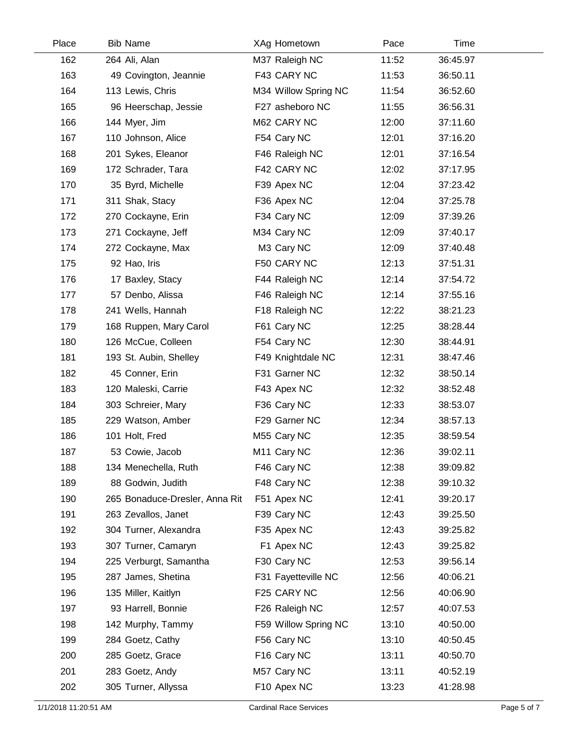| Place | Bib | Name | XAg | Hometown | Pace | Time |
|---|---|---|---|---|---|---|
| 162 | 264 | Ali, Alan | M37 | Raleigh NC | 11:52 | 36:45.97 |
| 163 | 49 | Covington, Jeannie | F43 | CARY NC | 11:53 | 36:50.11 |
| 164 | 113 | Lewis, Chris | M34 | Willow Spring NC | 11:54 | 36:52.60 |
| 165 | 96 | Heerschap, Jessie | F27 | asheboro NC | 11:55 | 36:56.31 |
| 166 | 144 | Myer, Jim | M62 | CARY NC | 12:00 | 37:11.60 |
| 167 | 110 | Johnson, Alice | F54 | Cary NC | 12:01 | 37:16.20 |
| 168 | 201 | Sykes, Eleanor | F46 | Raleigh NC | 12:01 | 37:16.54 |
| 169 | 172 | Schrader, Tara | F42 | CARY NC | 12:02 | 37:17.95 |
| 170 | 35 | Byrd, Michelle | F39 | Apex NC | 12:04 | 37:23.42 |
| 171 | 311 | Shak, Stacy | F36 | Apex NC | 12:04 | 37:25.78 |
| 172 | 270 | Cockayne, Erin | F34 | Cary NC | 12:09 | 37:39.26 |
| 173 | 271 | Cockayne, Jeff | M34 | Cary NC | 12:09 | 37:40.17 |
| 174 | 272 | Cockayne, Max | M3 | Cary NC | 12:09 | 37:40.48 |
| 175 | 92 | Hao, Iris | F50 | CARY NC | 12:13 | 37:51.31 |
| 176 | 17 | Baxley, Stacy | F44 | Raleigh NC | 12:14 | 37:54.72 |
| 177 | 57 | Denbo, Alissa | F46 | Raleigh NC | 12:14 | 37:55.16 |
| 178 | 241 | Wells, Hannah | F18 | Raleigh NC | 12:22 | 38:21.23 |
| 179 | 168 | Ruppen, Mary Carol | F61 | Cary NC | 12:25 | 38:28.44 |
| 180 | 126 | McCue, Colleen | F54 | Cary NC | 12:30 | 38:44.91 |
| 181 | 193 | St. Aubin, Shelley | F49 | Knightdale NC | 12:31 | 38:47.46 |
| 182 | 45 | Conner, Erin | F31 | Garner NC | 12:32 | 38:50.14 |
| 183 | 120 | Maleski, Carrie | F43 | Apex NC | 12:32 | 38:52.48 |
| 184 | 303 | Schreier, Mary | F36 | Cary NC | 12:33 | 38:53.07 |
| 185 | 229 | Watson, Amber | F29 | Garner NC | 12:34 | 38:57.13 |
| 186 | 101 | Holt, Fred | M55 | Cary NC | 12:35 | 38:59.54 |
| 187 | 53 | Cowie, Jacob | M11 | Cary NC | 12:36 | 39:02.11 |
| 188 | 134 | Menechella, Ruth | F46 | Cary NC | 12:38 | 39:09.82 |
| 189 | 88 | Godwin, Judith | F48 | Cary NC | 12:38 | 39:10.32 |
| 190 | 265 | Bonaduce-Dresler, Anna Rit | F51 | Apex NC | 12:41 | 39:20.17 |
| 191 | 263 | Zevallos, Janet | F39 | Cary NC | 12:43 | 39:25.50 |
| 192 | 304 | Turner, Alexandra | F35 | Apex NC | 12:43 | 39:25.82 |
| 193 | 307 | Turner, Camaryn | F1 | Apex NC | 12:43 | 39:25.82 |
| 194 | 225 | Verburgt, Samantha | F30 | Cary NC | 12:53 | 39:56.14 |
| 195 | 287 | James, Shetina | F31 | Fayetteville NC | 12:56 | 40:06.21 |
| 196 | 135 | Miller, Kaitlyn | F25 | CARY NC | 12:56 | 40:06.90 |
| 197 | 93 | Harrell, Bonnie | F26 | Raleigh NC | 12:57 | 40:07.53 |
| 198 | 142 | Murphy, Tammy | F59 | Willow Spring NC | 13:10 | 40:50.00 |
| 199 | 284 | Goetz, Cathy | F56 | Cary NC | 13:10 | 40:50.45 |
| 200 | 285 | Goetz, Grace | F16 | Cary NC | 13:11 | 40:50.70 |
| 201 | 283 | Goetz, Andy | M57 | Cary NC | 13:11 | 40:52.19 |
| 202 | 305 | Turner, Allyssa | F10 | Apex NC | 13:23 | 41:28.98 |

1/1/2018 11:20:51 AM Cardinal Race Services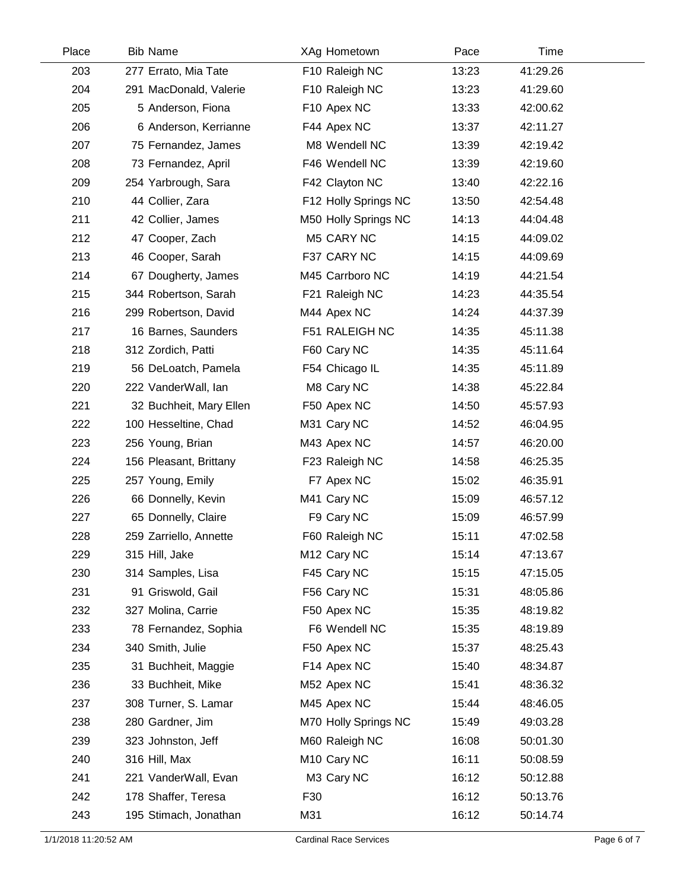| Place | Bib | Name | XAg | Hometown | Pace | Time |
|---|---|---|---|---|---|---|
| 203 | 277 | Errato, Mia Tate | F10 | Raleigh NC | 13:23 | 41:29.26 |
| 204 | 291 | MacDonald, Valerie | F10 | Raleigh NC | 13:23 | 41:29.60 |
| 205 | 5 | Anderson, Fiona | F10 | Apex NC | 13:33 | 42:00.62 |
| 206 | 6 | Anderson, Kerrianne | F44 | Apex NC | 13:37 | 42:11.27 |
| 207 | 75 | Fernandez, James | M8 | Wendell NC | 13:39 | 42:19.42 |
| 208 | 73 | Fernandez, April | F46 | Wendell NC | 13:39 | 42:19.60 |
| 209 | 254 | Yarbrough, Sara | F42 | Clayton NC | 13:40 | 42:22.16 |
| 210 | 44 | Collier, Zara | F12 | Holly Springs NC | 13:50 | 42:54.48 |
| 211 | 42 | Collier, James | M50 | Holly Springs NC | 14:13 | 44:04.48 |
| 212 | 47 | Cooper, Zach | M5 | CARY NC | 14:15 | 44:09.02 |
| 213 | 46 | Cooper, Sarah | F37 | CARY NC | 14:15 | 44:09.69 |
| 214 | 67 | Dougherty, James | M45 | Carrboro NC | 14:19 | 44:21.54 |
| 215 | 344 | Robertson, Sarah | F21 | Raleigh NC | 14:23 | 44:35.54 |
| 216 | 299 | Robertson, David | M44 | Apex NC | 14:24 | 44:37.39 |
| 217 | 16 | Barnes, Saunders | F51 | RALEIGH NC | 14:35 | 45:11.38 |
| 218 | 312 | Zordich, Patti | F60 | Cary NC | 14:35 | 45:11.64 |
| 219 | 56 | DeLoatch, Pamela | F54 | Chicago IL | 14:35 | 45:11.89 |
| 220 | 222 | VanderWall, Ian | M8 | Cary NC | 14:38 | 45:22.84 |
| 221 | 32 | Buchheit, Mary Ellen | F50 | Apex NC | 14:50 | 45:57.93 |
| 222 | 100 | Hesseltine, Chad | M31 | Cary NC | 14:52 | 46:04.95 |
| 223 | 256 | Young, Brian | M43 | Apex NC | 14:57 | 46:20.00 |
| 224 | 156 | Pleasant, Brittany | F23 | Raleigh NC | 14:58 | 46:25.35 |
| 225 | 257 | Young, Emily | F7 | Apex NC | 15:02 | 46:35.91 |
| 226 | 66 | Donnelly, Kevin | M41 | Cary NC | 15:09 | 46:57.12 |
| 227 | 65 | Donnelly, Claire | F9 | Cary NC | 15:09 | 46:57.99 |
| 228 | 259 | Zarriello, Annette | F60 | Raleigh NC | 15:11 | 47:02.58 |
| 229 | 315 | Hill, Jake | M12 | Cary NC | 15:14 | 47:13.67 |
| 230 | 314 | Samples, Lisa | F45 | Cary NC | 15:15 | 47:15.05 |
| 231 | 91 | Griswold, Gail | F56 | Cary NC | 15:31 | 48:05.86 |
| 232 | 327 | Molina, Carrie | F50 | Apex NC | 15:35 | 48:19.82 |
| 233 | 78 | Fernandez, Sophia | F6 | Wendell NC | 15:35 | 48:19.89 |
| 234 | 340 | Smith, Julie | F50 | Apex NC | 15:37 | 48:25.43 |
| 235 | 31 | Buchheit, Maggie | F14 | Apex NC | 15:40 | 48:34.87 |
| 236 | 33 | Buchheit, Mike | M52 | Apex NC | 15:41 | 48:36.32 |
| 237 | 308 | Turner, S. Lamar | M45 | Apex NC | 15:44 | 48:46.05 |
| 238 | 280 | Gardner, Jim | M70 | Holly Springs NC | 15:49 | 49:03.28 |
| 239 | 323 | Johnston, Jeff | M60 | Raleigh NC | 16:08 | 50:01.30 |
| 240 | 316 | Hill, Max | M10 | Cary NC | 16:11 | 50:08.59 |
| 241 | 221 | VanderWall, Evan | M3 | Cary NC | 16:12 | 50:12.88 |
| 242 | 178 | Shaffer, Teresa | F30 | | 16:12 | 50:13.76 |
| 243 | 195 | Stimach, Jonathan | M31 | | 16:12 | 50:14.74 |

1/1/2018 11:20:52 AM — Cardinal Race Services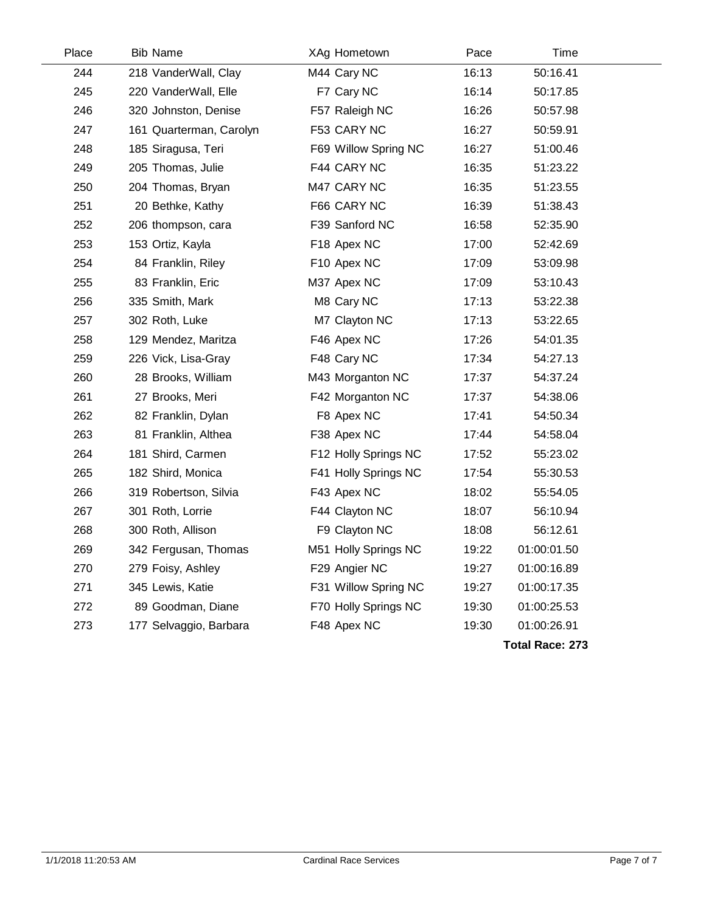| Place | Bib | Name | XAg | Hometown | Pace | Time |
|---|---|---|---|---|---|---|
| 244 | 218 | VanderWall, Clay | M44 | Cary NC | 16:13 | 50:16.41 |
| 245 | 220 | VanderWall, Elle | F7 | Cary NC | 16:14 | 50:17.85 |
| 246 | 320 | Johnston, Denise | F57 | Raleigh NC | 16:26 | 50:57.98 |
| 247 | 161 | Quarterman, Carolyn | F53 | CARY NC | 16:27 | 50:59.91 |
| 248 | 185 | Siragusa, Teri | F69 | Willow Spring NC | 16:27 | 51:00.46 |
| 249 | 205 | Thomas, Julie | F44 | CARY NC | 16:35 | 51:23.22 |
| 250 | 204 | Thomas, Bryan | M47 | CARY NC | 16:35 | 51:23.55 |
| 251 | 20 | Bethke, Kathy | F66 | CARY NC | 16:39 | 51:38.43 |
| 252 | 206 | thompson, cara | F39 | Sanford NC | 16:58 | 52:35.90 |
| 253 | 153 | Ortiz, Kayla | F18 | Apex NC | 17:00 | 52:42.69 |
| 254 | 84 | Franklin, Riley | F10 | Apex NC | 17:09 | 53:09.98 |
| 255 | 83 | Franklin, Eric | M37 | Apex NC | 17:09 | 53:10.43 |
| 256 | 335 | Smith, Mark | M8 | Cary NC | 17:13 | 53:22.38 |
| 257 | 302 | Roth, Luke | M7 | Clayton NC | 17:13 | 53:22.65 |
| 258 | 129 | Mendez, Maritza | F46 | Apex NC | 17:26 | 54:01.35 |
| 259 | 226 | Vick, Lisa-Gray | F48 | Cary NC | 17:34 | 54:27.13 |
| 260 | 28 | Brooks, William | M43 | Morganton NC | 17:37 | 54:37.24 |
| 261 | 27 | Brooks, Meri | F42 | Morganton NC | 17:37 | 54:38.06 |
| 262 | 82 | Franklin, Dylan | F8 | Apex NC | 17:41 | 54:50.34 |
| 263 | 81 | Franklin, Althea | F38 | Apex NC | 17:44 | 54:58.04 |
| 264 | 181 | Shird, Carmen | F12 | Holly Springs NC | 17:52 | 55:23.02 |
| 265 | 182 | Shird, Monica | F41 | Holly Springs NC | 17:54 | 55:30.53 |
| 266 | 319 | Robertson, Silvia | F43 | Apex NC | 18:02 | 55:54.05 |
| 267 | 301 | Roth, Lorrie | F44 | Clayton NC | 18:07 | 56:10.94 |
| 268 | 300 | Roth, Allison | F9 | Clayton NC | 18:08 | 56:12.61 |
| 269 | 342 | Fergusan, Thomas | M51 | Holly Springs NC | 19:22 | 01:00:01.50 |
| 270 | 279 | Foisy, Ashley | F29 | Angier NC | 19:27 | 01:00:16.89 |
| 271 | 345 | Lewis, Katie | F31 | Willow Spring NC | 19:27 | 01:00:17.35 |
| 272 | 89 | Goodman, Diane | F70 | Holly Springs NC | 19:30 | 01:00:25.53 |
| 273 | 177 | Selvaggio, Barbara | F48 | Apex NC | 19:30 | 01:00:26.91 |

**Total Race: 273**

1/1/2018 11:20:53 AM    Cardinal Race Services